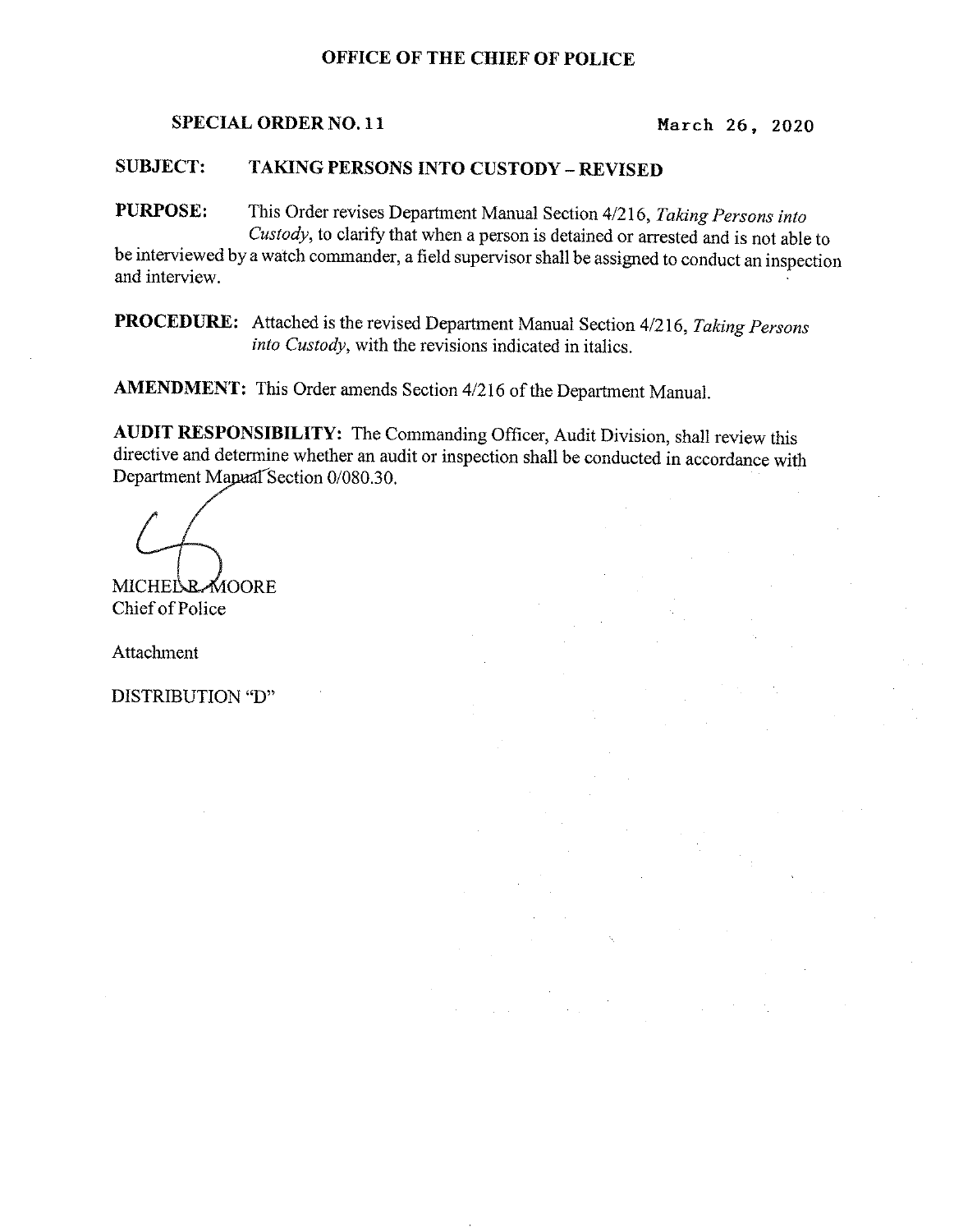# OFFICE OF THE CHIEF OF POLICE

**SPECIAL ORDER NO. 11** March 26, 2020

**SUBJECT: TAKING PERSONS INTO CUSTODY – REVISED**

**PURPOSE:** This Order revises Department Manual Section 4/216, *Taking Persons into Custody*, to clarify that when a person is detained or arrested and is not able to be interviewed by a watch commander, a field supervisor shall be assigned to conduct an inspection and interview.

**PROCEDURE:** Attached is the revised Department Manual Section 4/216, *Taking Persons into Custody*, with the revisions indicated in italics.

**AMENDMENT:** This Order amends Section 4/216 of the Department Manual.

**AUDIT RESPONSIBILITY:** The Commanding Officer, Audit Division, shall review this directive and determine whether an audit or inspection shall be conducted in accordance with Department Manual Section 0/080.30.

MICHEL R. MOORE
Chief of Police

Attachment

DISTRIBUTION "D"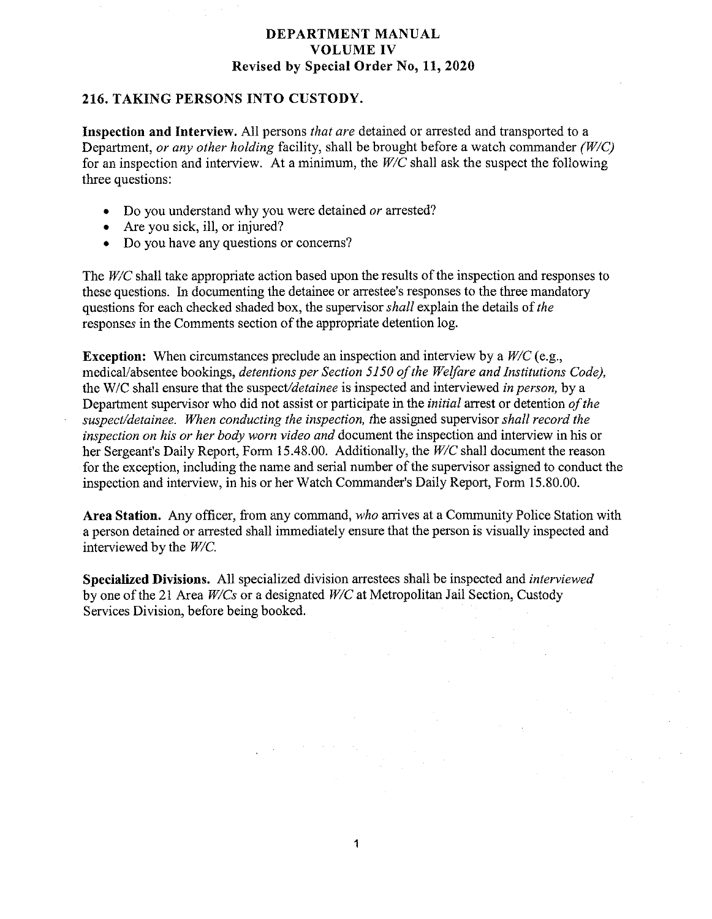**DEPARTMENT MANUAL**
**VOLUME IV**
**Revised by Special Order No, 11, 2020**

## 216. TAKING PERSONS INTO CUSTODY.

**Inspection and Interview.** All persons *that are* detained or arrested and transported to a Department, *or any other holding* facility, shall be brought before a watch commander *(W/C)* for an inspection and interview. At a minimum, the *W/C* shall ask the suspect the following three questions:

- Do you understand why you were detained *or* arrested?
- Are you sick, ill, or injured?
- Do you have any questions or concerns?

The *W/C* shall take appropriate action based upon the results of the inspection and responses to these questions. In documenting the detainee or arrestee's responses to the three mandatory questions for each checked shaded box, the supervisor *shall* explain the details of *the* response*s* in the Comments section of the appropriate detention log.

**Exception:** When circumstances preclude an inspection and interview by a *W/C* (e.g., medical/absentee bookings, *detentions per Section 5150 of the Welfare and Institutions Code),* the W/C shall ensure that the suspect*/detainee* is inspected and interviewed *in person,* by a Department supervisor who did not assist or participate in the *initial* arrest or detention *of the suspect/detainee. When conducting the inspection, t*he assigned supervisor *shall record the inspection on his or her body worn video and* document the inspection and interview in his or her Sergeant's Daily Report, Form 15.48.00. Additionally, the *W/C* shall document the reason for the exception, including the name and serial number of the supervisor assigned to conduct the inspection and interview, in his or her Watch Commander's Daily Report, Form 15.80.00.

**Area Station.** Any officer, from any command, *who* arrives at a Community Police Station with a person detained or arrested shall immediately ensure that the person is visually inspected and interviewed by the *W/C.*

**Specialized Divisions.** All specialized division arrestees shall be inspected and *interviewed* by one of the 21 Area *W/Cs* or a designated *W/C* at Metropolitan Jail Section, Custody Services Division, before being booked.